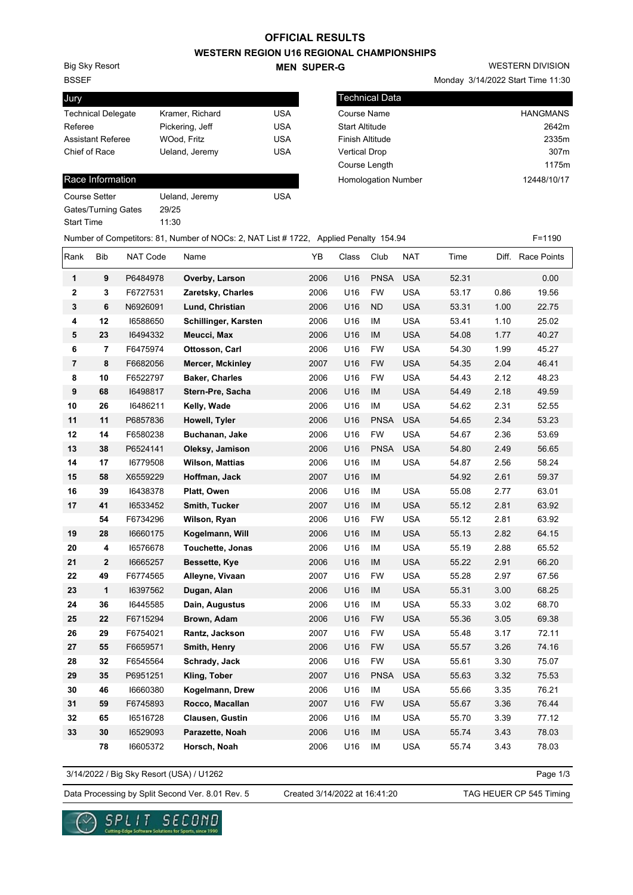# OFFICIAL RESULTS

## WESTERN REGION U16 REGIONAL CHAMPIONSHIPS

## MEN SUPER-G

Big Sky Resort
BSSEF

WESTERN DIVISION
Monday 3/14/2022 Start Time 11:30

| Jury | | |
|---|---|---|
| Technical Delegate | Kramer, Richard | USA |
| Referee | Pickering, Jeff | USA |
| Assistant Referee | WOod, Fritz | USA |
| Chief of Race | Ueland, Jeremy | USA |

| Technical Data | |
|---|---|
| Course Name | HANGMANS |
| Start Altitude | 2642m |
| Finish Altitude | 2335m |
| Vertical Drop | 307m |
| Course Length | 1175m |
| Homologation Number | 12448/10/17 |

| Race Information | | |
|---|---|---|
| Course Setter | Ueland, Jeremy | USA |
| Gates/Turning Gates | 29/25 | |
| Start Time | 11:30 | |

Number of Competitors: 81, Number of NOCs: 2, NAT List # 1722, Applied Penalty 154.94 F=1190

| Rank | Bib | NAT Code | Name | YB | Class | Club | NAT | Time | Diff. | Race Points |
|---|---|---|---|---|---|---|---|---|---|---|
| 1 | 9 | P6484978 | **Overby, Larson** | 2006 | U16 | PNSA | USA | 52.31 | | 0.00 |
| 2 | 3 | F6727531 | **Zaretsky, Charles** | 2006 | U16 | FW | USA | 53.17 | 0.86 | 19.56 |
| 3 | 6 | N6926091 | **Lund, Christian** | 2006 | U16 | ND | USA | 53.31 | 1.00 | 22.75 |
| 4 | 12 | I6588650 | **Schillinger, Karsten** | 2006 | U16 | IM | USA | 53.41 | 1.10 | 25.02 |
| 5 | 23 | I6494332 | **Meucci, Max** | 2006 | U16 | IM | USA | 54.08 | 1.77 | 40.27 |
| 6 | 7 | F6475974 | **Ottosson, Carl** | 2006 | U16 | FW | USA | 54.30 | 1.99 | 45.27 |
| 7 | 8 | F6682056 | **Mercer, Mckinley** | 2007 | U16 | FW | USA | 54.35 | 2.04 | 46.41 |
| 8 | 10 | F6522797 | **Baker, Charles** | 2006 | U16 | FW | USA | 54.43 | 2.12 | 48.23 |
| 9 | 68 | I6498817 | **Stern-Pre, Sacha** | 2006 | U16 | IM | USA | 54.49 | 2.18 | 49.59 |
| 10 | 26 | I6486211 | **Kelly, Wade** | 2006 | U16 | IM | USA | 54.62 | 2.31 | 52.55 |
| 11 | 11 | P6857836 | **Howell, Tyler** | 2006 | U16 | PNSA | USA | 54.65 | 2.34 | 53.23 |
| 12 | 14 | F6580238 | **Buchanan, Jake** | 2006 | U16 | FW | USA | 54.67 | 2.36 | 53.69 |
| 13 | 38 | P6524141 | **Oleksy, Jamison** | 2006 | U16 | PNSA | USA | 54.80 | 2.49 | 56.65 |
| 14 | 17 | I6779508 | **Wilson, Mattias** | 2006 | U16 | IM | USA | 54.87 | 2.56 | 58.24 |
| 15 | 58 | X6559229 | **Hoffman, Jack** | 2007 | U16 | IM | | 54.92 | 2.61 | 59.37 |
| 16 | 39 | I6438378 | **Platt, Owen** | 2006 | U16 | IM | USA | 55.08 | 2.77 | 63.01 |
| 17 | 41 | I6533452 | **Smith, Tucker** | 2007 | U16 | IM | USA | 55.12 | 2.81 | 63.92 |
| | 54 | F6734296 | **Wilson, Ryan** | 2006 | U16 | FW | USA | 55.12 | 2.81 | 63.92 |
| 19 | 28 | I6660175 | **Kogelmann, Will** | 2006 | U16 | IM | USA | 55.13 | 2.82 | 64.15 |
| 20 | 4 | I6576678 | **Touchette, Jonas** | 2006 | U16 | IM | USA | 55.19 | 2.88 | 65.52 |
| 21 | 2 | I6665257 | **Bessette, Kye** | 2006 | U16 | IM | USA | 55.22 | 2.91 | 66.20 |
| 22 | 49 | F6774565 | **Alleyne, Vivaan** | 2007 | U16 | FW | USA | 55.28 | 2.97 | 67.56 |
| 23 | 1 | I6397562 | **Dugan, Alan** | 2006 | U16 | IM | USA | 55.31 | 3.00 | 68.25 |
| 24 | 36 | I6445585 | **Dain, Augustus** | 2006 | U16 | IM | USA | 55.33 | 3.02 | 68.70 |
| 25 | 22 | F6715294 | **Brown, Adam** | 2006 | U16 | FW | USA | 55.36 | 3.05 | 69.38 |
| 26 | 29 | F6754021 | **Rantz, Jackson** | 2007 | U16 | FW | USA | 55.48 | 3.17 | 72.11 |
| 27 | 55 | F6659571 | **Smith, Henry** | 2006 | U16 | FW | USA | 55.57 | 3.26 | 74.16 |
| 28 | 32 | F6545564 | **Schrady, Jack** | 2006 | U16 | FW | USA | 55.61 | 3.30 | 75.07 |
| 29 | 35 | P6951251 | **Kling, Tober** | 2007 | U16 | PNSA | USA | 55.63 | 3.32 | 75.53 |
| 30 | 46 | I6660380 | **Kogelmann, Drew** | 2006 | U16 | IM | USA | 55.66 | 3.35 | 76.21 |
| 31 | 59 | F6745893 | **Rocco, Macallan** | 2007 | U16 | FW | USA | 55.67 | 3.36 | 76.44 |
| 32 | 65 | I6516728 | **Clausen, Gustin** | 2006 | U16 | IM | USA | 55.70 | 3.39 | 77.12 |
| 33 | 30 | I6529093 | **Parazette, Noah** | 2006 | U16 | IM | USA | 55.74 | 3.43 | 78.03 |
| | 78 | I6605372 | **Horsch, Noah** | 2006 | U16 | IM | USA | 55.74 | 3.43 | 78.03 |

3/14/2022 / Big Sky Resort (USA) / U1262

Data Processing by Split Second Ver. 8.01 Rev. 5 Created 3/14/2022 at 16:41:20 TAG HEUER CP 545 Timing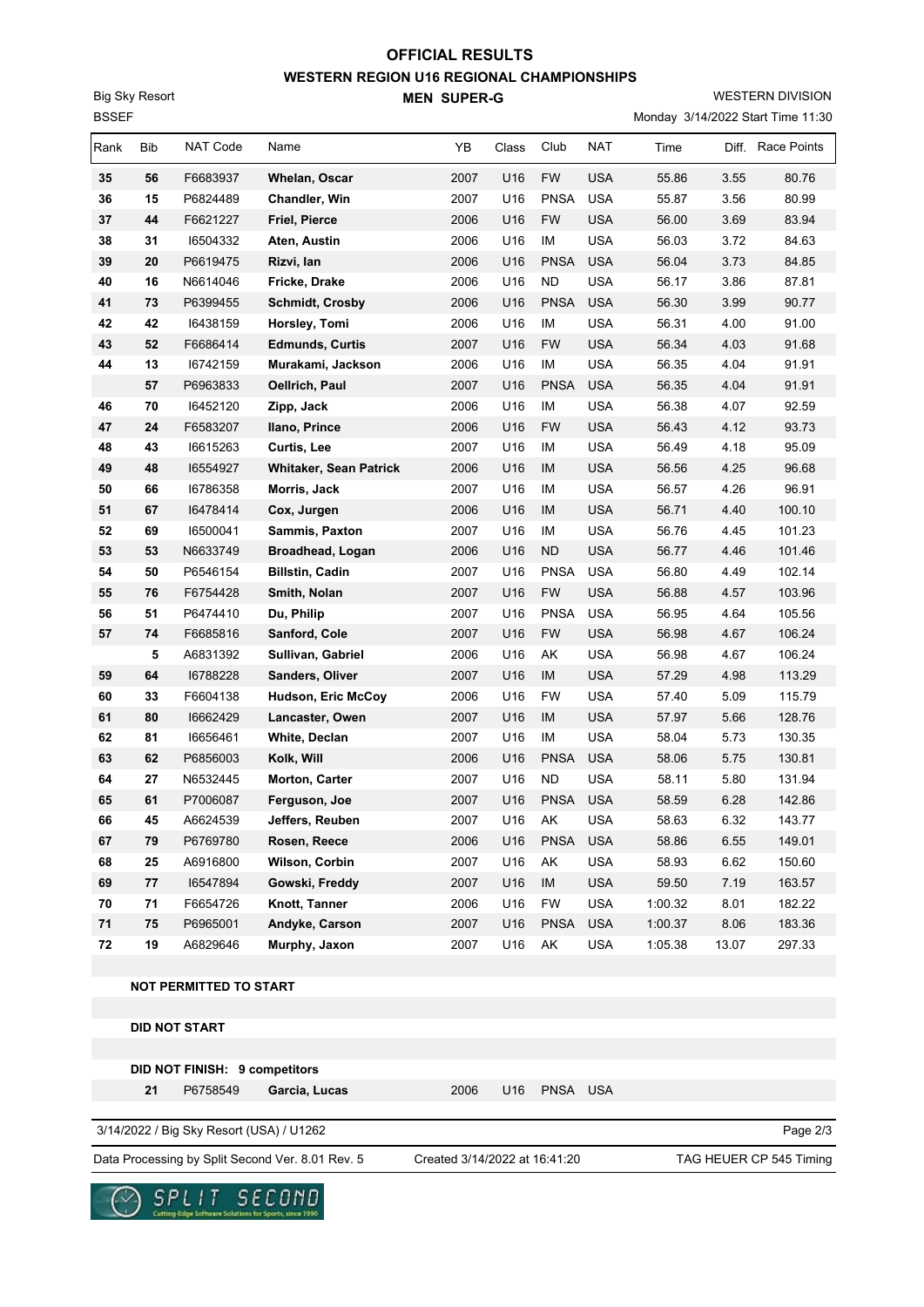# OFFICIAL RESULTS

## WESTERN REGION U16 REGIONAL CHAMPIONSHIPS

### MEN SUPER-G

Big Sky Resort
BSSEF

WESTERN DIVISION
Monday 3/14/2022 Start Time 11:30

| Rank | Bib | NAT Code | Name | YB | Class | Club | NAT | Time | Diff. | Race Points |
|---|---|---|---|---|---|---|---|---|---|---|
| **35** | **56** | F6683937 | **Whelan, Oscar** | 2007 | U16 | FW | USA | 55.86 | 3.55 | 80.76 |
| **36** | **15** | P6824489 | **Chandler, Win** | 2007 | U16 | PNSA | USA | 55.87 | 3.56 | 80.99 |
| **37** | **44** | F6621227 | **Friel, Pierce** | 2006 | U16 | FW | USA | 56.00 | 3.69 | 83.94 |
| **38** | **31** | I6504332 | **Aten, Austin** | 2006 | U16 | IM | USA | 56.03 | 3.72 | 84.63 |
| **39** | **20** | P6619475 | **Rizvi, Ian** | 2006 | U16 | PNSA | USA | 56.04 | 3.73 | 84.85 |
| **40** | **16** | N6614046 | **Fricke, Drake** | 2006 | U16 | ND | USA | 56.17 | 3.86 | 87.81 |
| **41** | **73** | P6399455 | **Schmidt, Crosby** | 2006 | U16 | PNSA | USA | 56.30 | 3.99 | 90.77 |
| **42** | **42** | I6438159 | **Horsley, Tomi** | 2006 | U16 | IM | USA | 56.31 | 4.00 | 91.00 |
| **43** | **52** | F6686414 | **Edmunds, Curtis** | 2007 | U16 | FW | USA | 56.34 | 4.03 | 91.68 |
| **44** | **13** | I6742159 | **Murakami, Jackson** | 2006 | U16 | IM | USA | 56.35 | 4.04 | 91.91 |
| | **57** | P6963833 | **Oellrich, Paul** | 2007 | U16 | PNSA | USA | 56.35 | 4.04 | 91.91 |
| **46** | **70** | I6452120 | **Zipp, Jack** | 2006 | U16 | IM | USA | 56.38 | 4.07 | 92.59 |
| **47** | **24** | F6583207 | **Ilano, Prince** | 2006 | U16 | FW | USA | 56.43 | 4.12 | 93.73 |
| **48** | **43** | I6615263 | **Curtis, Lee** | 2007 | U16 | IM | USA | 56.49 | 4.18 | 95.09 |
| **49** | **48** | I6554927 | **Whitaker, Sean Patrick** | 2006 | U16 | IM | USA | 56.56 | 4.25 | 96.68 |
| **50** | **66** | I6786358 | **Morris, Jack** | 2007 | U16 | IM | USA | 56.57 | 4.26 | 96.91 |
| **51** | **67** | I6478414 | **Cox, Jurgen** | 2006 | U16 | IM | USA | 56.71 | 4.40 | 100.10 |
| **52** | **69** | I6500041 | **Sammis, Paxton** | 2007 | U16 | IM | USA | 56.76 | 4.45 | 101.23 |
| **53** | **53** | N6633749 | **Broadhead, Logan** | 2006 | U16 | ND | USA | 56.77 | 4.46 | 101.46 |
| **54** | **50** | P6546154 | **Billstin, Cadin** | 2007 | U16 | PNSA | USA | 56.80 | 4.49 | 102.14 |
| **55** | **76** | F6754428 | **Smith, Nolan** | 2007 | U16 | FW | USA | 56.88 | 4.57 | 103.96 |
| **56** | **51** | P6474410 | **Du, Philip** | 2007 | U16 | PNSA | USA | 56.95 | 4.64 | 105.56 |
| **57** | **74** | F6685816 | **Sanford, Cole** | 2007 | U16 | FW | USA | 56.98 | 4.67 | 106.24 |
| | **5** | A6831392 | **Sullivan, Gabriel** | 2006 | U16 | AK | USA | 56.98 | 4.67 | 106.24 |
| **59** | **64** | I6788228 | **Sanders, Oliver** | 2007 | U16 | IM | USA | 57.29 | 4.98 | 113.29 |
| **60** | **33** | F6604138 | **Hudson, Eric McCoy** | 2006 | U16 | FW | USA | 57.40 | 5.09 | 115.79 |
| **61** | **80** | I6662429 | **Lancaster, Owen** | 2007 | U16 | IM | USA | 57.97 | 5.66 | 128.76 |
| **62** | **81** | I6656461 | **White, Declan** | 2007 | U16 | IM | USA | 58.04 | 5.73 | 130.35 |
| **63** | **62** | P6856003 | **Kolk, Will** | 2006 | U16 | PNSA | USA | 58.06 | 5.75 | 130.81 |
| **64** | **27** | N6532445 | **Morton, Carter** | 2007 | U16 | ND | USA | 58.11 | 5.80 | 131.94 |
| **65** | **61** | P7006087 | **Ferguson, Joe** | 2007 | U16 | PNSA | USA | 58.59 | 6.28 | 142.86 |
| **66** | **45** | A6624539 | **Jeffers, Reuben** | 2007 | U16 | AK | USA | 58.63 | 6.32 | 143.77 |
| **67** | **79** | P6769780 | **Rosen, Reece** | 2006 | U16 | PNSA | USA | 58.86 | 6.55 | 149.01 |
| **68** | **25** | A6916800 | **Wilson, Corbin** | 2007 | U16 | AK | USA | 58.93 | 6.62 | 150.60 |
| **69** | **77** | I6547894 | **Gowski, Freddy** | 2007 | U16 | IM | USA | 59.50 | 7.19 | 163.57 |
| **70** | **71** | F6654726 | **Knott, Tanner** | 2006 | U16 | FW | USA | 1:00.32 | 8.01 | 182.22 |
| **71** | **75** | P6965001 | **Andyke, Carson** | 2007 | U16 | PNSA | USA | 1:00.37 | 8.06 | 183.36 |
| **72** | **19** | A6829646 | **Murphy, Jaxon** | 2007 | U16 | AK | USA | 1:05.38 | 13.07 | 297.33 |

**NOT PERMITTED TO START**

**DID NOT START**

**DID NOT FINISH: 9 competitors**

| Bib | NAT Code | Name | YB | Class | Club | NAT |
|---|---|---|---|---|---|---|
| **21** | P6758549 | **Garcia, Lucas** | 2006 | U16 | PNSA | USA |

3/14/2022 / Big Sky Resort (USA) / U1262

Data Processing by Split Second Ver. 8.01 Rev. 5 | Created 3/14/2022 at 16:41:20 | TAG HEUER CP 545 Timing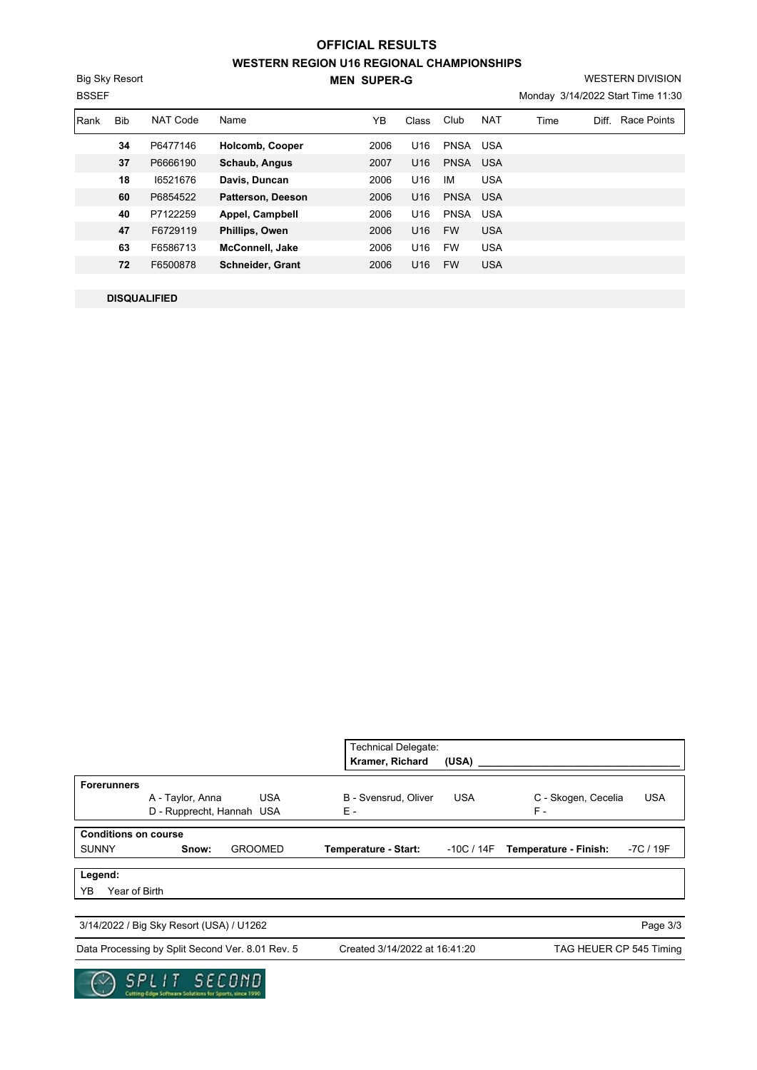# OFFICIAL RESULTS
## WESTERN REGION U16 REGIONAL CHAMPIONSHIPS

Big Sky Resort
BSSEF

**MEN SUPER-G**

WESTERN DIVISION
Monday 3/14/2022 Start Time 11:30

| Rank | Bib | NAT Code | Name | YB | Class | Club | NAT | Time | Diff. | Race Points |
|---|---|---|---|---|---|---|---|---|---|---|
| | **34** | P6477146 | **Holcomb, Cooper** | 2006 | U16 | PNSA | USA | | | |
| | **37** | P6666190 | **Schaub, Angus** | 2007 | U16 | PNSA | USA | | | |
| | **18** | I6521676 | **Davis, Duncan** | 2006 | U16 | IM | USA | | | |
| | **60** | P6854522 | **Patterson, Deeson** | 2006 | U16 | PNSA | USA | | | |
| | **40** | P7122259 | **Appel, Campbell** | 2006 | U16 | PNSA | USA | | | |
| | **47** | F6729119 | **Phillips, Owen** | 2006 | U16 | FW | USA | | | |
| | **63** | F6586713 | **McConnell, Jake** | 2006 | U16 | FW | USA | | | |
| | **72** | F6500878 | **Schneider, Grant** | 2006 | U16 | FW | USA | | | |

**DISQUALIFIED**

Technical Delegate:
**Kramer, Richard** **(USA)**

**Forerunners**

| | | | | | |
|---|---|---|---|---|---|
| A - Taylor, Anna | USA | B - Svensrud, Oliver | USA | C - Skogen, Cecelia | USA |
| D - Rupprecht, Hannah | USA | E - | | F - | |

**Conditions on course**

SUNNY **Snow:** GROOMED **Temperature - Start:** -10C / 14F **Temperature - Finish:** -7C / 19F

**Legend:**
YB Year of Birth

3/14/2022 / Big Sky Resort (USA) / U1262

Data Processing by Split Second Ver. 8.01 Rev. 5 Created 3/14/2022 at 16:41:20 TAG HEUER CP 545 Timing